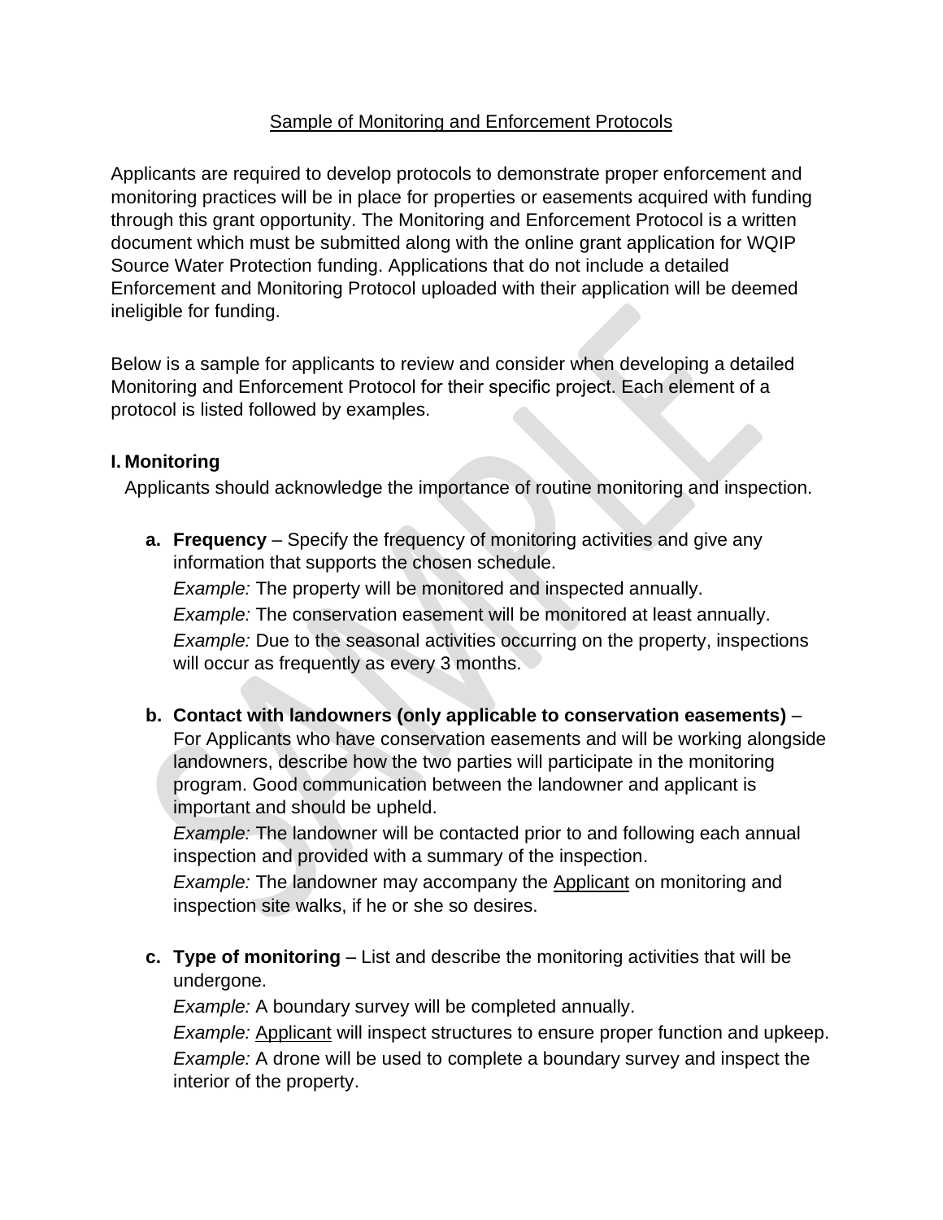Sample of Monitoring and Enforcement Protocols

Applicants are required to develop protocols to demonstrate proper enforcement and monitoring practices will be in place for properties or easements acquired with funding through this grant opportunity. The Monitoring and Enforcement Protocol is a written document which must be submitted along with the online grant application for WQIP Source Water Protection funding. Applications that do not include a detailed Enforcement and Monitoring Protocol uploaded with their application will be deemed ineligible for funding.

Below is a sample for applicants to review and consider when developing a detailed Monitoring and Enforcement Protocol for their specific project. Each element of a protocol is listed followed by examples.

## I. Monitoring

Applicants should acknowledge the importance of routine monitoring and inspection.

a. **Frequency** – Specify the frequency of monitoring activities and give any information that supports the chosen schedule.
   *Example:* The property will be monitored and inspected annually.
   *Example:* The conservation easement will be monitored at least annually.
   *Example:* Due to the seasonal activities occurring on the property, inspections will occur as frequently as every 3 months.

b. **Contact with landowners (only applicable to conservation easements)** – For Applicants who have conservation easements and will be working alongside landowners, describe how the two parties will participate in the monitoring program. Good communication between the landowner and applicant is important and should be upheld.
   *Example:* The landowner will be contacted prior to and following each annual inspection and provided with a summary of the inspection.
   *Example:* The landowner may accompany the Applicant on monitoring and inspection site walks, if he or she so desires.

c. **Type of monitoring** – List and describe the monitoring activities that will be undergone.
   *Example:* A boundary survey will be completed annually.
   *Example:* Applicant will inspect structures to ensure proper function and upkeep.
   *Example:* A drone will be used to complete a boundary survey and inspect the interior of the property.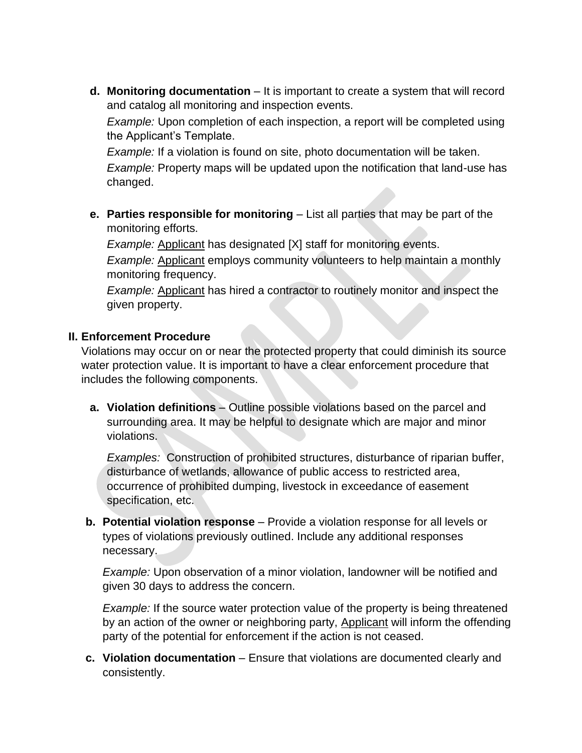d. **Monitoring documentation** – It is important to create a system that will record and catalog all monitoring and inspection events.

   *Example:* Upon completion of each inspection, a report will be completed using the Applicant's Template.

   *Example:* If a violation is found on site, photo documentation will be taken.

   *Example:* Property maps will be updated upon the notification that land-use has changed.

e. **Parties responsible for monitoring** – List all parties that may be part of the monitoring efforts.

   *Example:* Applicant has designated [X] staff for monitoring events.

   *Example:* Applicant employs community volunteers to help maintain a monthly monitoring frequency.

   *Example:* Applicant has hired a contractor to routinely monitor and inspect the given property.

## II. Enforcement Procedure

Violations may occur on or near the protected property that could diminish its source water protection value. It is important to have a clear enforcement procedure that includes the following components.

a. **Violation definitions** – Outline possible violations based on the parcel and surrounding area. It may be helpful to designate which are major and minor violations.

   *Examples:* Construction of prohibited structures, disturbance of riparian buffer, disturbance of wetlands, allowance of public access to restricted area, occurrence of prohibited dumping, livestock in exceedance of easement specification, etc.

b. **Potential violation response** – Provide a violation response for all levels or types of violations previously outlined. Include any additional responses necessary.

   *Example:* Upon observation of a minor violation, landowner will be notified and given 30 days to address the concern.

   *Example:* If the source water protection value of the property is being threatened by an action of the owner or neighboring party, Applicant will inform the offending party of the potential for enforcement if the action is not ceased.

c. **Violation documentation** – Ensure that violations are documented clearly and consistently.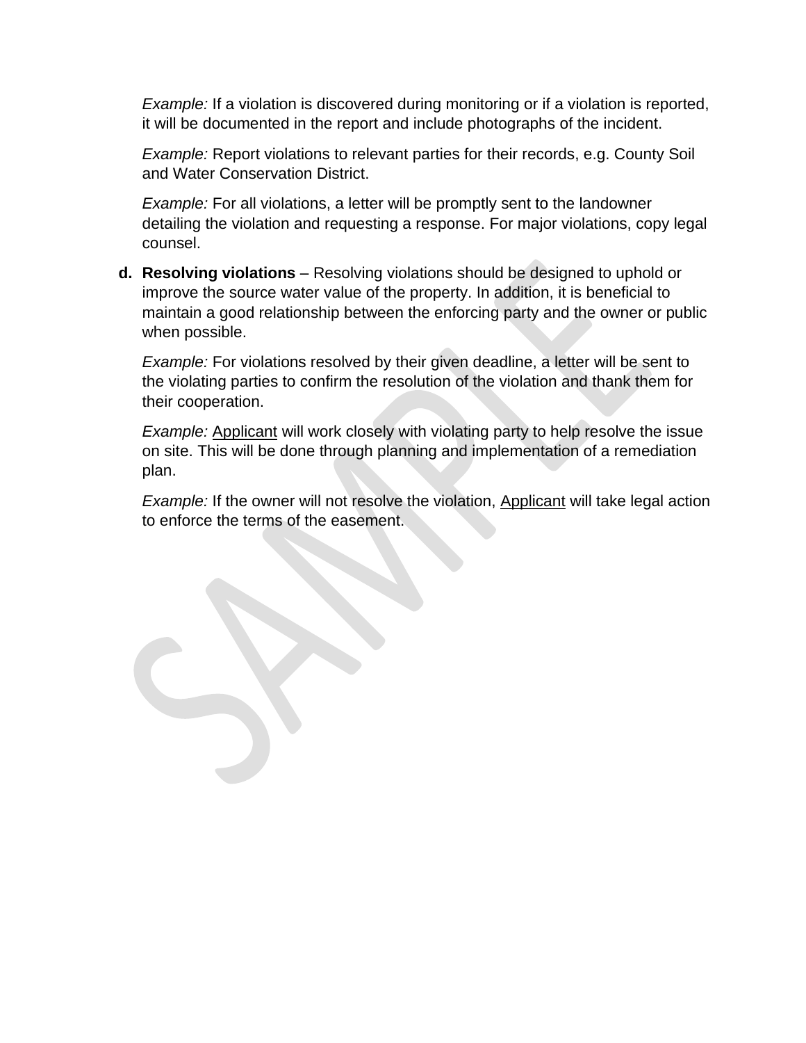*Example:* If a violation is discovered during monitoring or if a violation is reported, it will be documented in the report and include photographs of the incident.

*Example:* Report violations to relevant parties for their records, e.g. County Soil and Water Conservation District.

*Example:* For all violations, a letter will be promptly sent to the landowner detailing the violation and requesting a response. For major violations, copy legal counsel.

d. **Resolving violations** – Resolving violations should be designed to uphold or improve the source water value of the property. In addition, it is beneficial to maintain a good relationship between the enforcing party and the owner or public when possible.

   *Example:* For violations resolved by their given deadline, a letter will be sent to the violating parties to confirm the resolution of the violation and thank them for their cooperation.

   *Example:* <u>Applicant</u> will work closely with violating party to help resolve the issue on site. This will be done through planning and implementation of a remediation plan.

   *Example:* If the owner will not resolve the violation, <u>Applicant</u> will take legal action to enforce the terms of the easement.